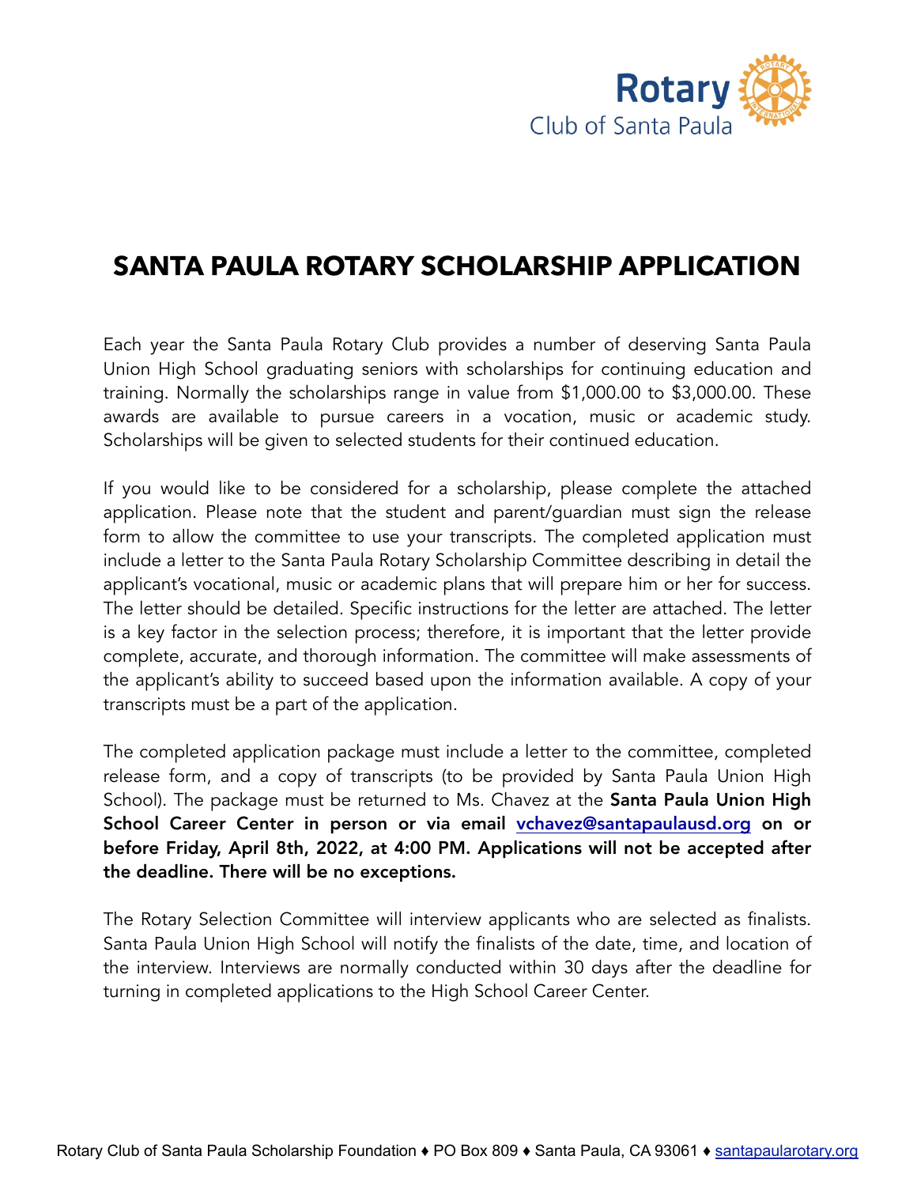Rotary
Club of Santa Paula

# SANTA PAULA ROTARY SCHOLARSHIP APPLICATION

Each year the Santa Paula Rotary Club provides a number of deserving Santa Paula Union High School graduating seniors with scholarships for continuing education and training. Normally the scholarships range in value from $1,000.00 to $3,000.00. These awards are available to pursue careers in a vocation, music or academic study. Scholarships will be given to selected students for their continued education.

If you would like to be considered for a scholarship, please complete the attached application. Please note that the student and parent/guardian must sign the release form to allow the committee to use your transcripts. The completed application must include a letter to the Santa Paula Rotary Scholarship Committee describing in detail the applicant's vocational, music or academic plans that will prepare him or her for success. The letter should be detailed. Specific instructions for the letter are attached. The letter is a key factor in the selection process; therefore, it is important that the letter provide complete, accurate, and thorough information. The committee will make assessments of the applicant's ability to succeed based upon the information available. A copy of your transcripts must be a part of the application.

The completed application package must include a letter to the committee, completed release form, and a copy of transcripts (to be provided by Santa Paula Union High School). The package must be returned to Ms. Chavez at the **Santa Paula Union High School Career Center in person or via email vchavez@santapaulausd.org on or before Friday, April 8th, 2022, at 4:00 PM. Applications will not be accepted after the deadline. There will be no exceptions.**

The Rotary Selection Committee will interview applicants who are selected as finalists. Santa Paula Union High School will notify the finalists of the date, time, and location of the interview. Interviews are normally conducted within 30 days after the deadline for turning in completed applications to the High School Career Center.

Rotary Club of Santa Paula Scholarship Foundation ♦ PO Box 809 ♦ Santa Paula, CA 93061 ♦ santapaularotary.org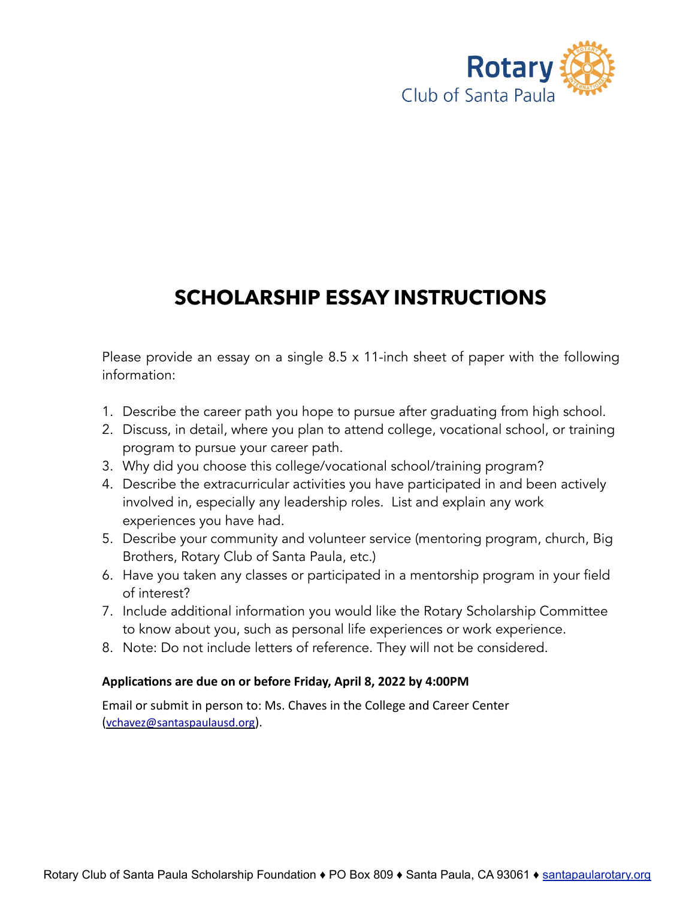Rotary Club of Santa Paula

# SCHOLARSHIP ESSAY INSTRUCTIONS

Please provide an essay on a single 8.5 x 11-inch sheet of paper with the following information:

1. Describe the career path you hope to pursue after graduating from high school.
2. Discuss, in detail, where you plan to attend college, vocational school, or training program to pursue your career path.
3. Why did you choose this college/vocational school/training program?
4. Describe the extracurricular activities you have participated in and been actively involved in, especially any leadership roles. List and explain any work experiences you have had.
5. Describe your community and volunteer service (mentoring program, church, Big Brothers, Rotary Club of Santa Paula, etc.)
6. Have you taken any classes or participated in a mentorship program in your field of interest?
7. Include additional information you would like the Rotary Scholarship Committee to know about you, such as personal life experiences or work experience.
8. Note: Do not include letters of reference. They will not be considered.

**Applications are due on or before Friday, April 8, 2022 by 4:00PM**

Email or submit in person to: Ms. Chaves in the College and Career Center (vchavez@santaspaulausd.org).

Rotary Club of Santa Paula Scholarship Foundation ♦ PO Box 809 ♦ Santa Paula, CA 93061 ♦ santapaularotary.org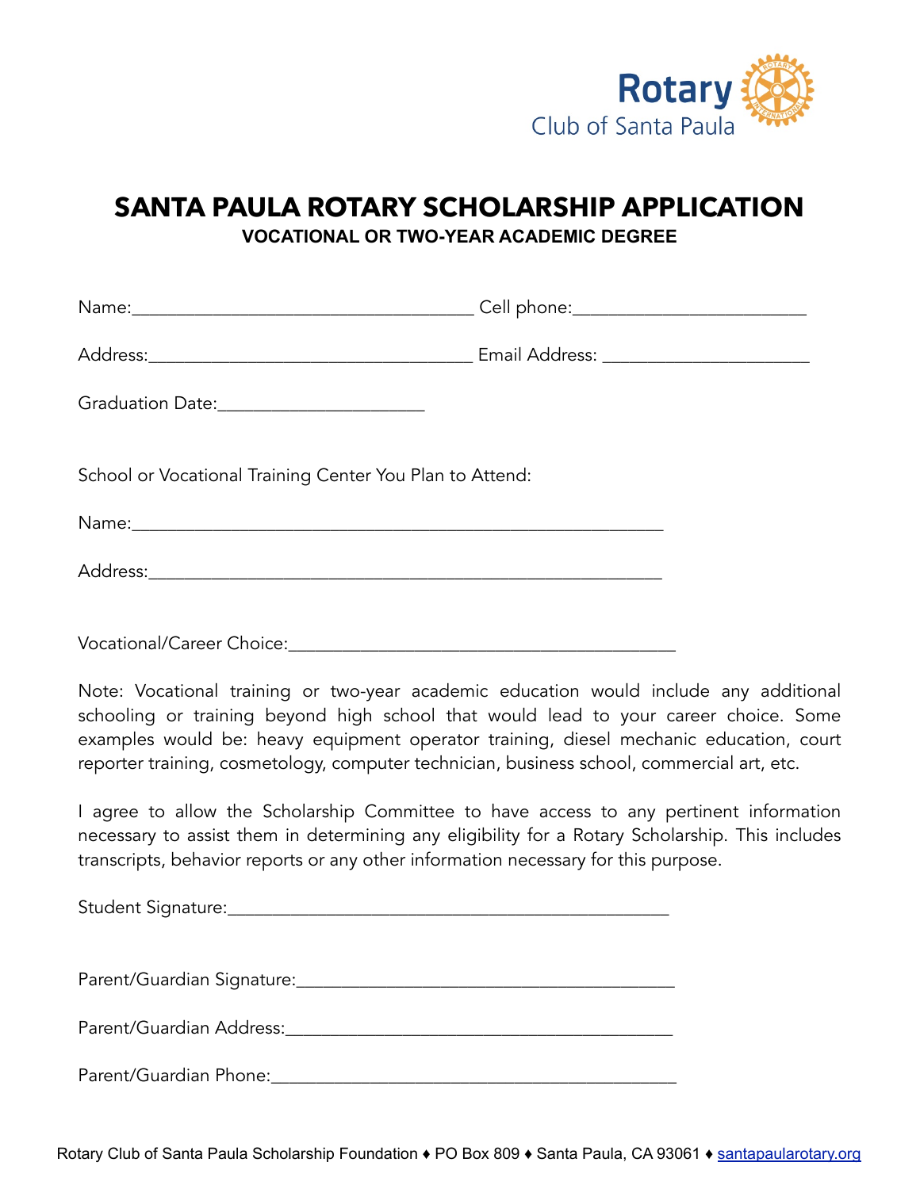Rotary
Club of Santa Paula

# SANTA PAULA ROTARY SCHOLARSHIP APPLICATION

### VOCATIONAL OR TWO-YEAR ACADEMIC DEGREE

Name:_____________________________________ Cell phone:_________________________

Address:___________________________________ Email Address: ______________________

Graduation Date:______________________

School or Vocational Training Center You Plan to Attend:

Name:_________________________________________________________

Address:_______________________________________________________

Vocational/Career Choice:__________________________________________

Note: Vocational training or two-year academic education would include any additional schooling or training beyond high school that would lead to your career choice. Some examples would be: heavy equipment operator training, diesel mechanic education, court reporter training, cosmetology, computer technician, business school, commercial art, etc.

I agree to allow the Scholarship Committee to have access to any pertinent information necessary to assist them in determining any eligibility for a Rotary Scholarship. This includes transcripts, behavior reports or any other information necessary for this purpose.

Student Signature:_______________________________________________

Parent/Guardian Signature:_________________________________________

Parent/Guardian Address:__________________________________________

Parent/Guardian Phone:____________________________________________

Rotary Club of Santa Paula Scholarship Foundation ♦ PO Box 809 ♦ Santa Paula, CA 93061 ♦ santapaularotary.org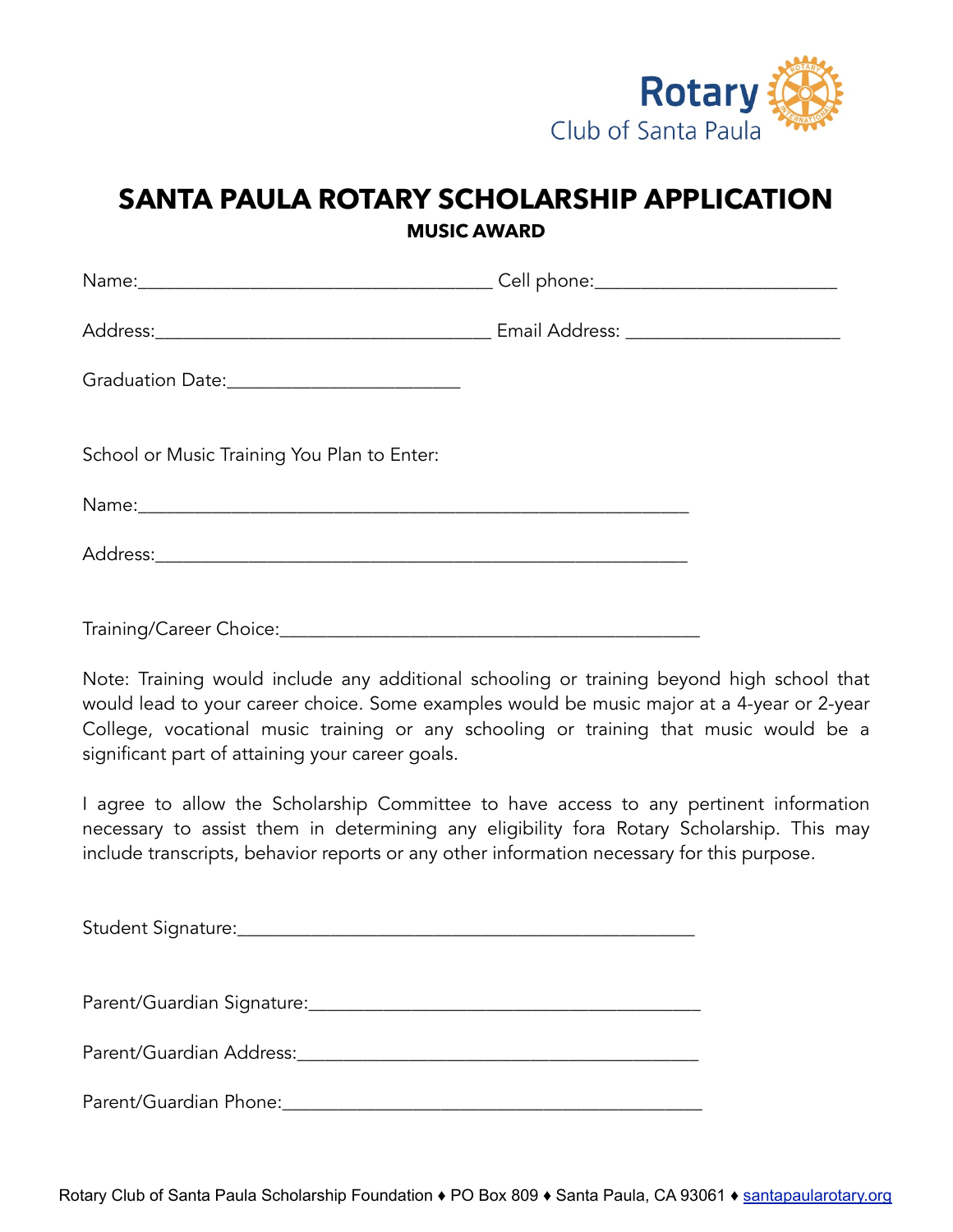Rotary
Club of Santa Paula

# SANTA PAULA ROTARY SCHOLARSHIP APPLICATION

## MUSIC AWARD

Name:____________________________________ Cell phone:_________________________

Address:___________________________________ Email Address: ______________________

Graduation Date:________________________

School or Music Training You Plan to Enter:

Name:___________________________________________________________

Address:_________________________________________________________

Training/Career Choice:___________________________________________

Note: Training would include any additional schooling or training beyond high school that would lead to your career choice. Some examples would be music major at a 4-year or 2-year College, vocational music training or any schooling or training that music would be a significant part of attaining your career goals.

I agree to allow the Scholarship Committee to have access to any pertinent information necessary to assist them in determining any eligibility fora Rotary Scholarship. This may include transcripts, behavior reports or any other information necessary for this purpose.

Student Signature:______________________________________________

Parent/Guardian Signature:_________________________________________

Parent/Guardian Address:__________________________________________

Parent/Guardian Phone:___________________________________________

Rotary Club of Santa Paula Scholarship Foundation ♦ PO Box 809 ♦ Santa Paula, CA 93061 ♦ santapaularotary.org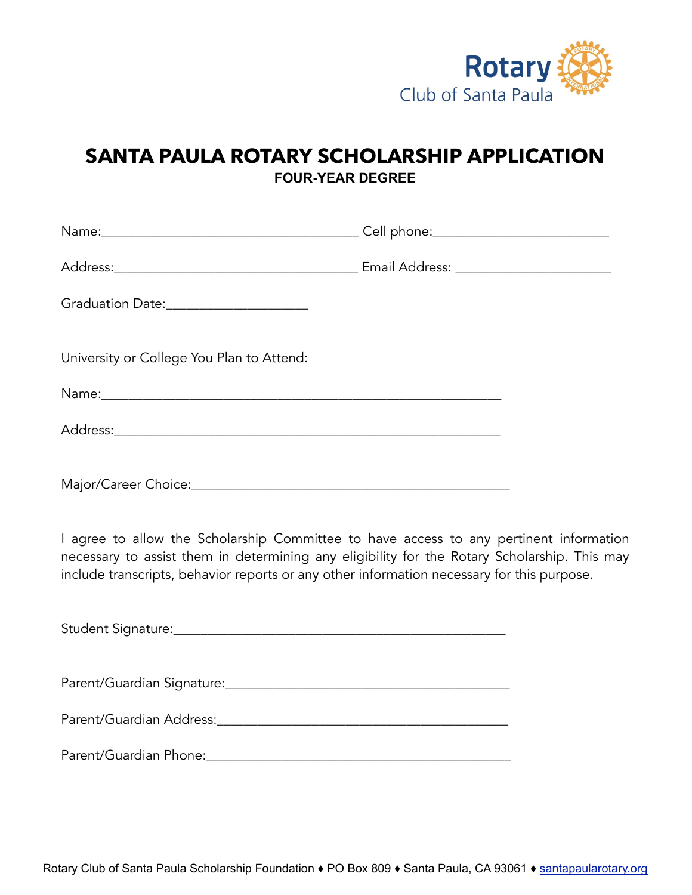Rotary
Club of Santa Paula

# SANTA PAULA ROTARY SCHOLARSHIP APPLICATION

**FOUR-YEAR DEGREE**

Name:____________________________________ Cell phone:_________________________

Address:__________________________________ Email Address: ______________________

Graduation Date:____________________

University or College You Plan to Attend:

Name:_________________________________________________________

Address:_______________________________________________________

Major/Career Choice:_____________________________________________

I agree to allow the Scholarship Committee to have access to any pertinent information necessary to assist them in determining any eligibility for the Rotary Scholarship. This may include transcripts, behavior reports or any other information necessary for this purpose.

Student Signature:_______________________________________________

Parent/Guardian Signature:_________________________________________

Parent/Guardian Address:__________________________________________

Parent/Guardian Phone:___________________________________________

Rotary Club of Santa Paula Scholarship Foundation ♦ PO Box 809 ♦ Santa Paula, CA 93061 ♦ santapaularotary.org